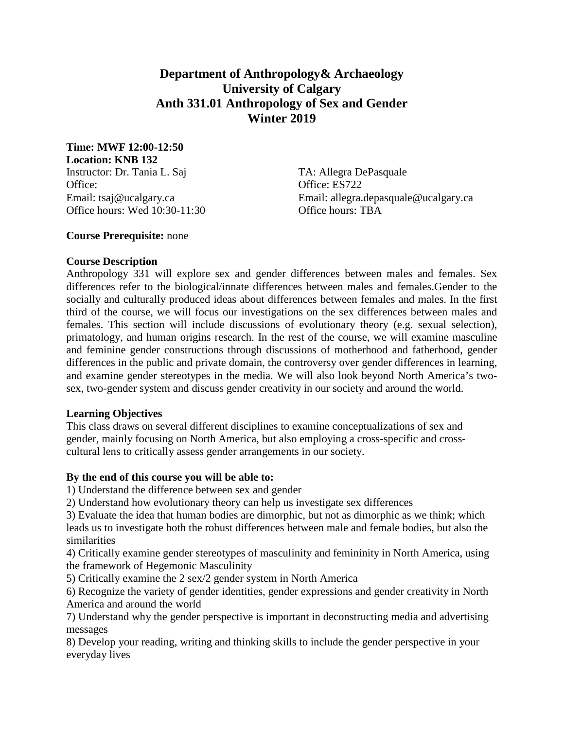# Department of Anthropology& Archaeology
# University of Calgary
# Anth 331.01 Anthropology of Sex and Gender
# Winter 2019

**Time: MWF 12:00-12:50**
**Location: KNB 132**

Instructor: Dr. Tania L. Saj
Office:
Email: tsaj@ucalgary.ca
Office hours: Wed 10:30-11:30

TA: Allegra DePasquale
Office: ES722
Email: allegra.depasquale@ucalgary.ca
Office hours: TBA

**Course Prerequisite:** none

**Course Description**

Anthropology 331 will explore sex and gender differences between males and females. Sex differences refer to the biological/innate differences between males and females.Gender to the socially and culturally produced ideas about differences between females and males. In the first third of the course, we will focus our investigations on the sex differences between males and females. This section will include discussions of evolutionary theory (e.g. sexual selection), primatology, and human origins research. In the rest of the course, we will examine masculine and feminine gender constructions through discussions of motherhood and fatherhood, gender differences in the public and private domain, the controversy over gender differences in learning, and examine gender stereotypes in the media. We will also look beyond North America's two-sex, two-gender system and discuss gender creativity in our society and around the world.

**Learning Objectives**

This class draws on several different disciplines to examine conceptualizations of sex and gender, mainly focusing on North America, but also employing a cross-specific and cross-cultural lens to critically assess gender arrangements in our society.

**By the end of this course you will be able to:**

1) Understand the difference between sex and gender
2) Understand how evolutionary theory can help us investigate sex differences
3) Evaluate the idea that human bodies are dimorphic, but not as dimorphic as we think; which leads us to investigate both the robust differences between male and female bodies, but also the similarities
4) Critically examine gender stereotypes of masculinity and femininity in North America, using the framework of Hegemonic Masculinity
5) Critically examine the 2 sex/2 gender system in North America
6) Recognize the variety of gender identities, gender expressions and gender creativity in North America and around the world
7) Understand why the gender perspective is important in deconstructing media and advertising messages
8) Develop your reading, writing and thinking skills to include the gender perspective in your everyday lives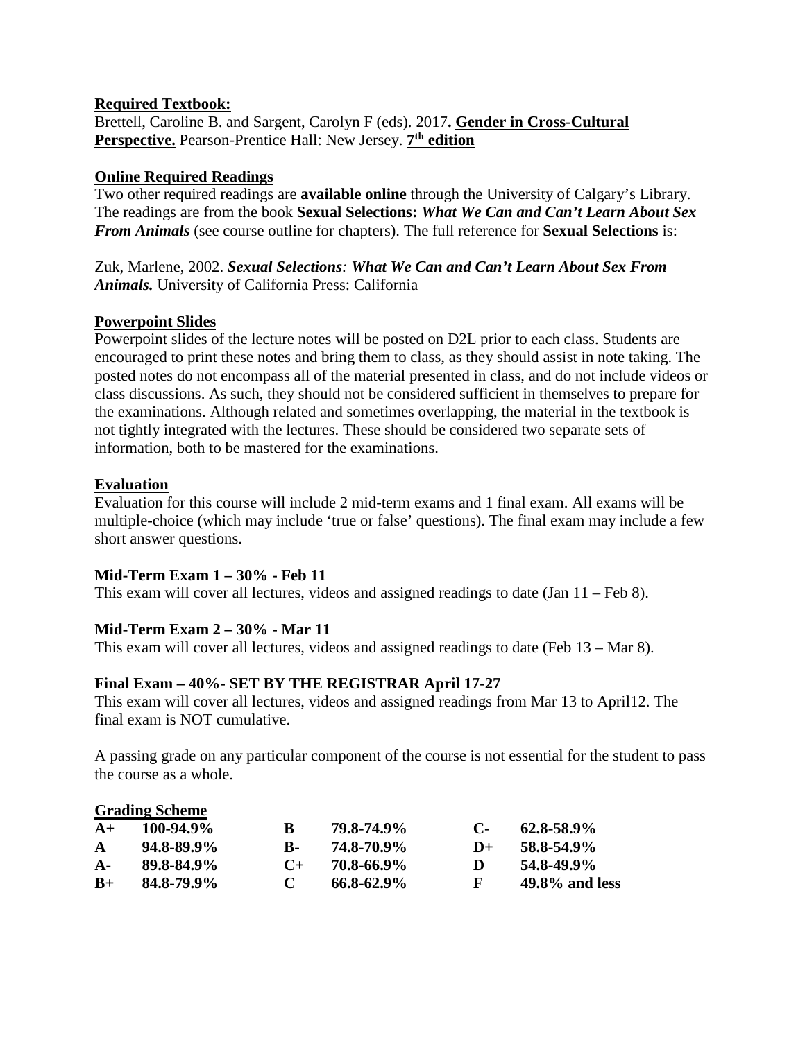**Required Textbook:**

Brettell, Caroline B. and Sargent, Carolyn F (eds). 2017**. Gender in Cross-Cultural Perspective.** Pearson-Prentice Hall: New Jersey. **7th edition**

**Online Required Readings**

Two other required readings are **available online** through the University of Calgary's Library. The readings are from the book **Sexual Selections: *What We Can and Can't Learn About Sex From Animals*** (see course outline for chapters). The full reference for **Sexual Selections** is:

Zuk, Marlene, 2002. ***Sexual Selections: What We Can and Can't Learn About Sex From Animals.*** University of California Press: California

**Powerpoint Slides**

Powerpoint slides of the lecture notes will be posted on D2L prior to each class. Students are encouraged to print these notes and bring them to class, as they should assist in note taking. The posted notes do not encompass all of the material presented in class, and do not include videos or class discussions. As such, they should not be considered sufficient in themselves to prepare for the examinations. Although related and sometimes overlapping, the material in the textbook is not tightly integrated with the lectures. These should be considered two separate sets of information, both to be mastered for the examinations.

**Evaluation**

Evaluation for this course will include 2 mid-term exams and 1 final exam. All exams will be multiple-choice (which may include 'true or false' questions). The final exam may include a few short answer questions.

**Mid-Term Exam 1 – 30% - Feb 11**

This exam will cover all lectures, videos and assigned readings to date (Jan 11 – Feb 8).

**Mid-Term Exam 2 – 30% - Mar 11**

This exam will cover all lectures, videos and assigned readings to date (Feb 13 – Mar 8).

**Final Exam – 40%- SET BY THE REGISTRAR April 17-27**

This exam will cover all lectures, videos and assigned readings from Mar 13 to April12. The final exam is NOT cumulative.

A passing grade on any particular component of the course is not essential for the student to pass the course as a whole.

**Grading Scheme**

| | | | | | |
|---|---|---|---|---|---|
| **A+** | **100-94.9%** | **B** | **79.8-74.9%** | **C-** | **62.8-58.9%** |
| **A** | **94.8-89.9%** | **B-** | **74.8-70.9%** | **D+** | **58.8-54.9%** |
| **A-** | **89.8-84.9%** | **C+** | **70.8-66.9%** | **D** | **54.8-49.9%** |
| **B+** | **84.8-79.9%** | **C** | **66.8-62.9%** | **F** | **49.8% and less** |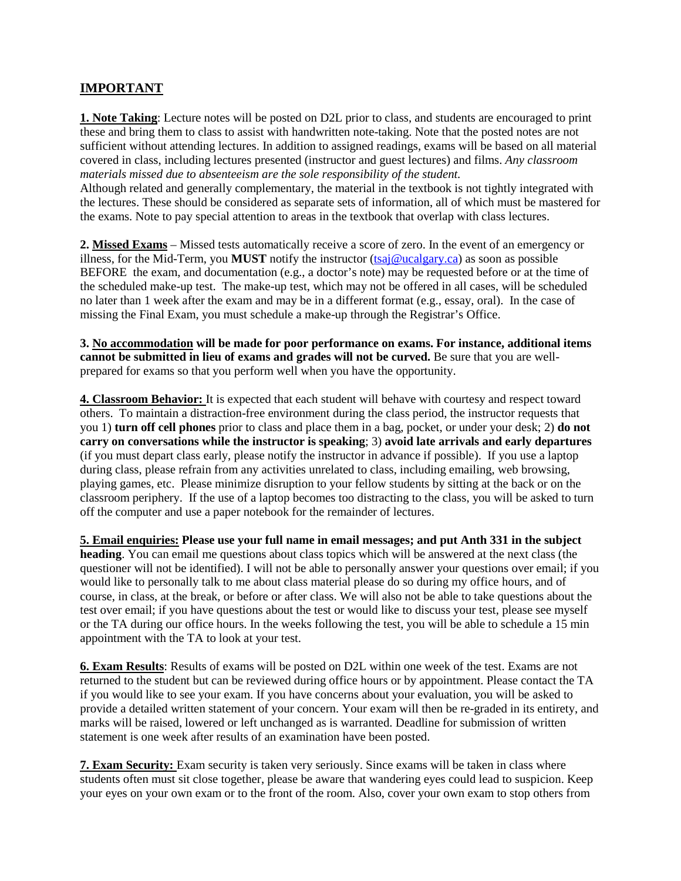## IMPORTANT

**1. Note Taking**: Lecture notes will be posted on D2L prior to class, and students are encouraged to print these and bring them to class to assist with handwritten note-taking. Note that the posted notes are not sufficient without attending lectures. In addition to assigned readings, exams will be based on all material covered in class, including lectures presented (instructor and guest lectures) and films. *Any classroom materials missed due to absenteeism are the sole responsibility of the student.*
Although related and generally complementary, the material in the textbook is not tightly integrated with the lectures. These should be considered as separate sets of information, all of which must be mastered for the exams. Note to pay special attention to areas in the textbook that overlap with class lectures.

**2. Missed Exams** – Missed tests automatically receive a score of zero. In the event of an emergency or illness, for the Mid-Term, you **MUST** notify the instructor (tsaj@ucalgary.ca) as soon as possible BEFORE the exam, and documentation (e.g., a doctor's note) may be requested before or at the time of the scheduled make-up test. The make-up test, which may not be offered in all cases, will be scheduled no later than 1 week after the exam and may be in a different format (e.g., essay, oral). In the case of missing the Final Exam, you must schedule a make-up through the Registrar's Office.

**3. No accommodation will be made for poor performance on exams. For instance, additional items cannot be submitted in lieu of exams and grades will not be curved.** Be sure that you are well-prepared for exams so that you perform well when you have the opportunity.

**4. Classroom Behavior:** It is expected that each student will behave with courtesy and respect toward others. To maintain a distraction-free environment during the class period, the instructor requests that you 1) **turn off cell phones** prior to class and place them in a bag, pocket, or under your desk; 2) **do not carry on conversations while the instructor is speaking**; 3) **avoid late arrivals and early departures** (if you must depart class early, please notify the instructor in advance if possible). If you use a laptop during class, please refrain from any activities unrelated to class, including emailing, web browsing, playing games, etc. Please minimize disruption to your fellow students by sitting at the back or on the classroom periphery. If the use of a laptop becomes too distracting to the class, you will be asked to turn off the computer and use a paper notebook for the remainder of lectures.

**5. Email enquiries: Please use your full name in email messages; and put Anth 331 in the subject heading**. You can email me questions about class topics which will be answered at the next class (the questioner will not be identified). I will not be able to personally answer your questions over email; if you would like to personally talk to me about class material please do so during my office hours, and of course, in class, at the break, or before or after class. We will also not be able to take questions about the test over email; if you have questions about the test or would like to discuss your test, please see myself or the TA during our office hours. In the weeks following the test, you will be able to schedule a 15 min appointment with the TA to look at your test.

**6. Exam Results**: Results of exams will be posted on D2L within one week of the test. Exams are not returned to the student but can be reviewed during office hours or by appointment. Please contact the TA if you would like to see your exam. If you have concerns about your evaluation, you will be asked to provide a detailed written statement of your concern. Your exam will then be re-graded in its entirety, and marks will be raised, lowered or left unchanged as is warranted. Deadline for submission of written statement is one week after results of an examination have been posted.

**7. Exam Security:** Exam security is taken very seriously. Since exams will be taken in class where students often must sit close together, please be aware that wandering eyes could lead to suspicion. Keep your eyes on your own exam or to the front of the room. Also, cover your own exam to stop others from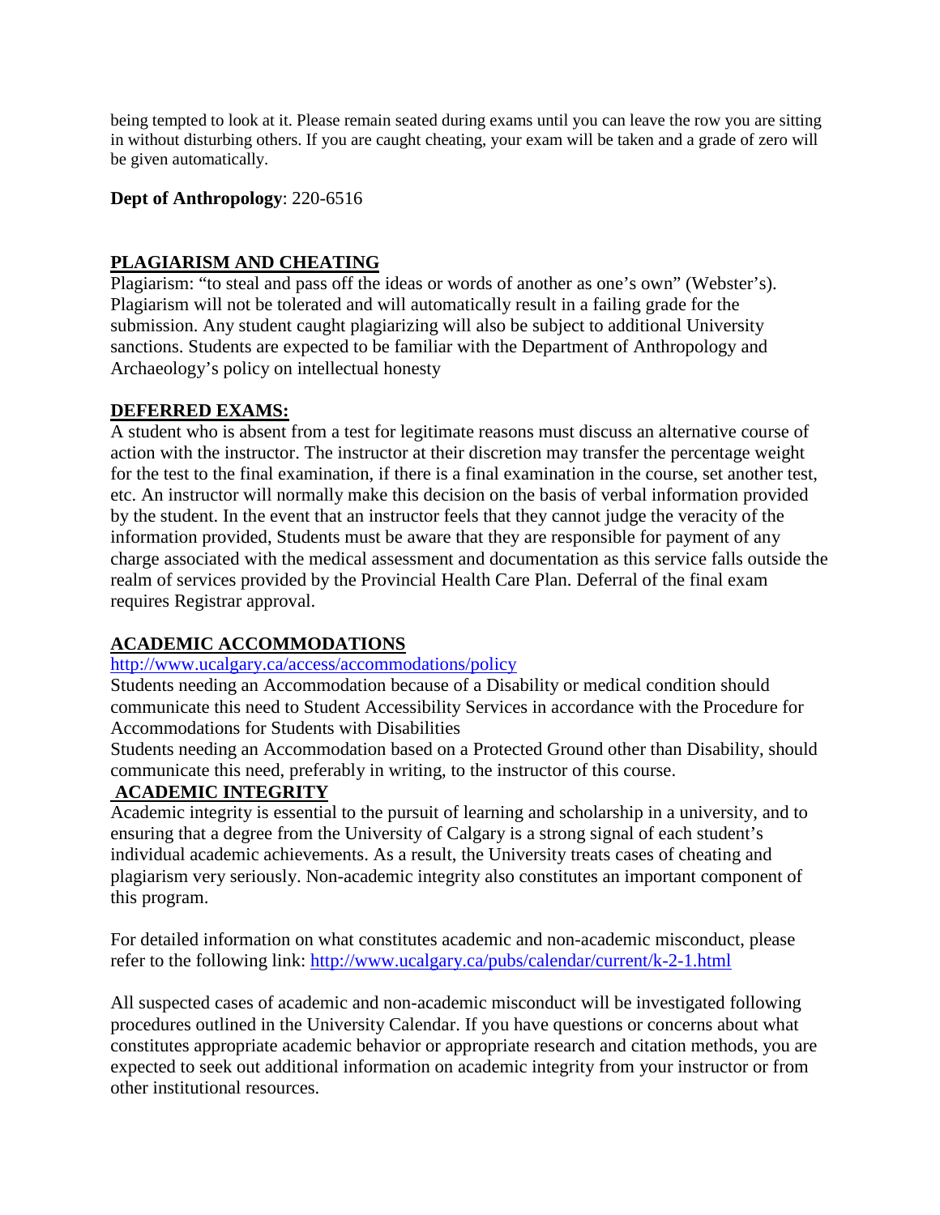being tempted to look at it. Please remain seated during exams until you can leave the row you are sitting in without disturbing others. If you are caught cheating, your exam will be taken and a grade of zero will be given automatically.

**Dept of Anthropology**: 220-6516

## PLAGIARISM AND CHEATING

Plagiarism: "to steal and pass off the ideas or words of another as one's own" (Webster's). Plagiarism will not be tolerated and will automatically result in a failing grade for the submission. Any student caught plagiarizing will also be subject to additional University sanctions. Students are expected to be familiar with the Department of Anthropology and Archaeology's policy on intellectual honesty

## DEFERRED EXAMS:

A student who is absent from a test for legitimate reasons must discuss an alternative course of action with the instructor. The instructor at their discretion may transfer the percentage weight for the test to the final examination, if there is a final examination in the course, set another test, etc. An instructor will normally make this decision on the basis of verbal information provided by the student. In the event that an instructor feels that they cannot judge the veracity of the information provided, Students must be aware that they are responsible for payment of any charge associated with the medical assessment and documentation as this service falls outside the realm of services provided by the Provincial Health Care Plan. Deferral of the final exam requires Registrar approval.

## ACADEMIC ACCOMMODATIONS

http://www.ucalgary.ca/access/accommodations/policy

Students needing an Accommodation because of a Disability or medical condition should communicate this need to Student Accessibility Services in accordance with the Procedure for Accommodations for Students with Disabilities

Students needing an Accommodation based on a Protected Ground other than Disability, should communicate this need, preferably in writing, to the instructor of this course.

## ACADEMIC INTEGRITY

Academic integrity is essential to the pursuit of learning and scholarship in a university, and to ensuring that a degree from the University of Calgary is a strong signal of each student's individual academic achievements. As a result, the University treats cases of cheating and plagiarism very seriously. Non-academic integrity also constitutes an important component of this program.

For detailed information on what constitutes academic and non-academic misconduct, please refer to the following link: http://www.ucalgary.ca/pubs/calendar/current/k-2-1.html

All suspected cases of academic and non-academic misconduct will be investigated following procedures outlined in the University Calendar. If you have questions or concerns about what constitutes appropriate academic behavior or appropriate research and citation methods, you are expected to seek out additional information on academic integrity from your instructor or from other institutional resources.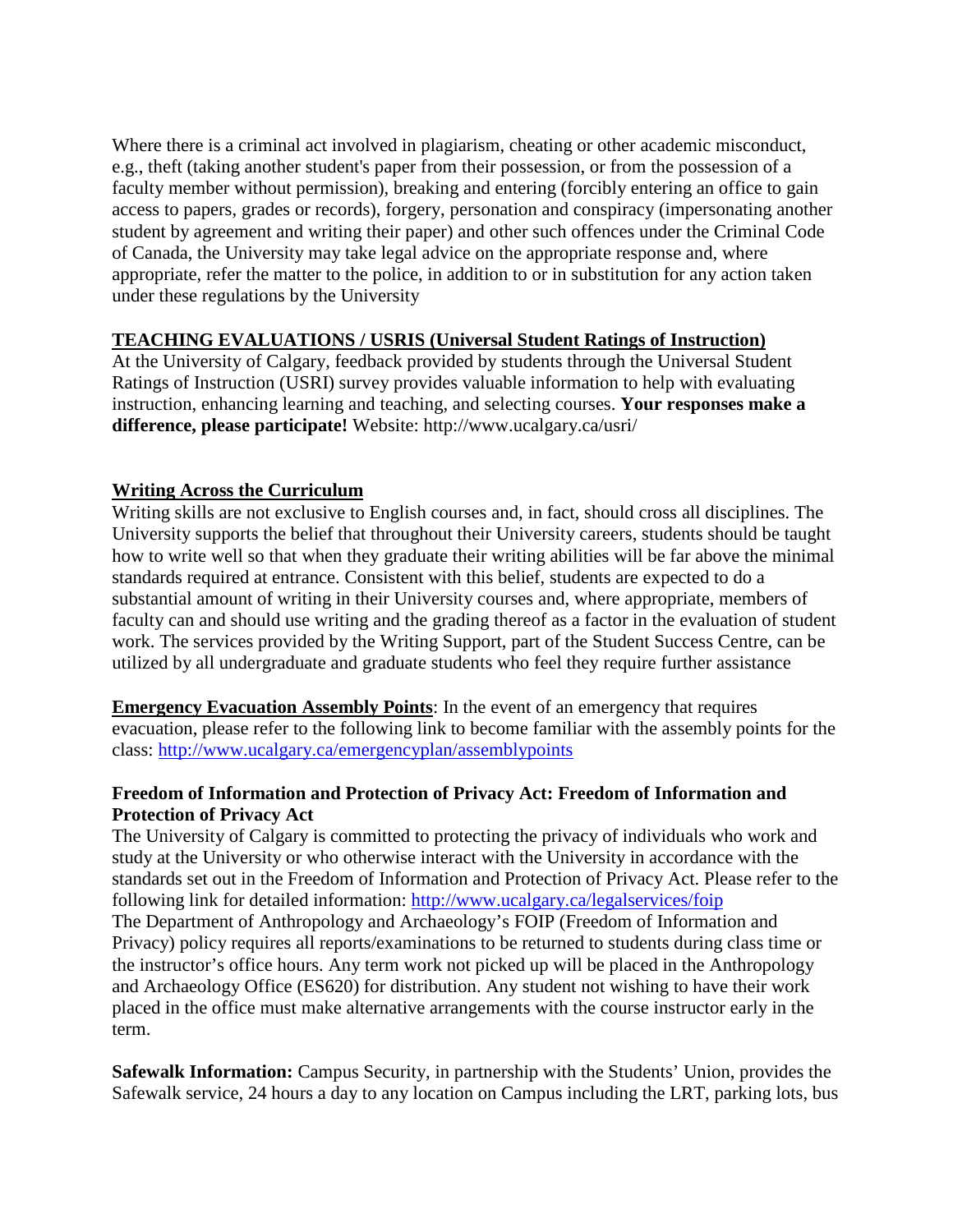Where there is a criminal act involved in plagiarism, cheating or other academic misconduct, e.g., theft (taking another student's paper from their possession, or from the possession of a faculty member without permission), breaking and entering (forcibly entering an office to gain access to papers, grades or records), forgery, personation and conspiracy (impersonating another student by agreement and writing their paper) and other such offences under the Criminal Code of Canada, the University may take legal advice on the appropriate response and, where appropriate, refer the matter to the police, in addition to or in substitution for any action taken under these regulations by the University

**TEACHING EVALUATIONS / USRIS (Universal Student Ratings of Instruction)**

At the University of Calgary, feedback provided by students through the Universal Student Ratings of Instruction (USRI) survey provides valuable information to help with evaluating instruction, enhancing learning and teaching, and selecting courses. **Your responses make a difference, please participate!** Website: http://www.ucalgary.ca/usri/

**Writing Across the Curriculum**

Writing skills are not exclusive to English courses and, in fact, should cross all disciplines. The University supports the belief that throughout their University careers, students should be taught how to write well so that when they graduate their writing abilities will be far above the minimal standards required at entrance. Consistent with this belief, students are expected to do a substantial amount of writing in their University courses and, where appropriate, members of faculty can and should use writing and the grading thereof as a factor in the evaluation of student work. The services provided by the Writing Support, part of the Student Success Centre, can be utilized by all undergraduate and graduate students who feel they require further assistance

**Emergency Evacuation Assembly Points**: In the event of an emergency that requires evacuation, please refer to the following link to become familiar with the assembly points for the class: http://www.ucalgary.ca/emergencyplan/assemblypoints

**Freedom of Information and Protection of Privacy Act: Freedom of Information and Protection of Privacy Act**

The University of Calgary is committed to protecting the privacy of individuals who work and study at the University or who otherwise interact with the University in accordance with the standards set out in the Freedom of Information and Protection of Privacy Act. Please refer to the following link for detailed information: http://www.ucalgary.ca/legalservices/foip
The Department of Anthropology and Archaeology's FOIP (Freedom of Information and Privacy) policy requires all reports/examinations to be returned to students during class time or the instructor's office hours. Any term work not picked up will be placed in the Anthropology and Archaeology Office (ES620) for distribution. Any student not wishing to have their work placed in the office must make alternative arrangements with the course instructor early in the term.

**Safewalk Information:** Campus Security, in partnership with the Students' Union, provides the Safewalk service, 24 hours a day to any location on Campus including the LRT, parking lots, bus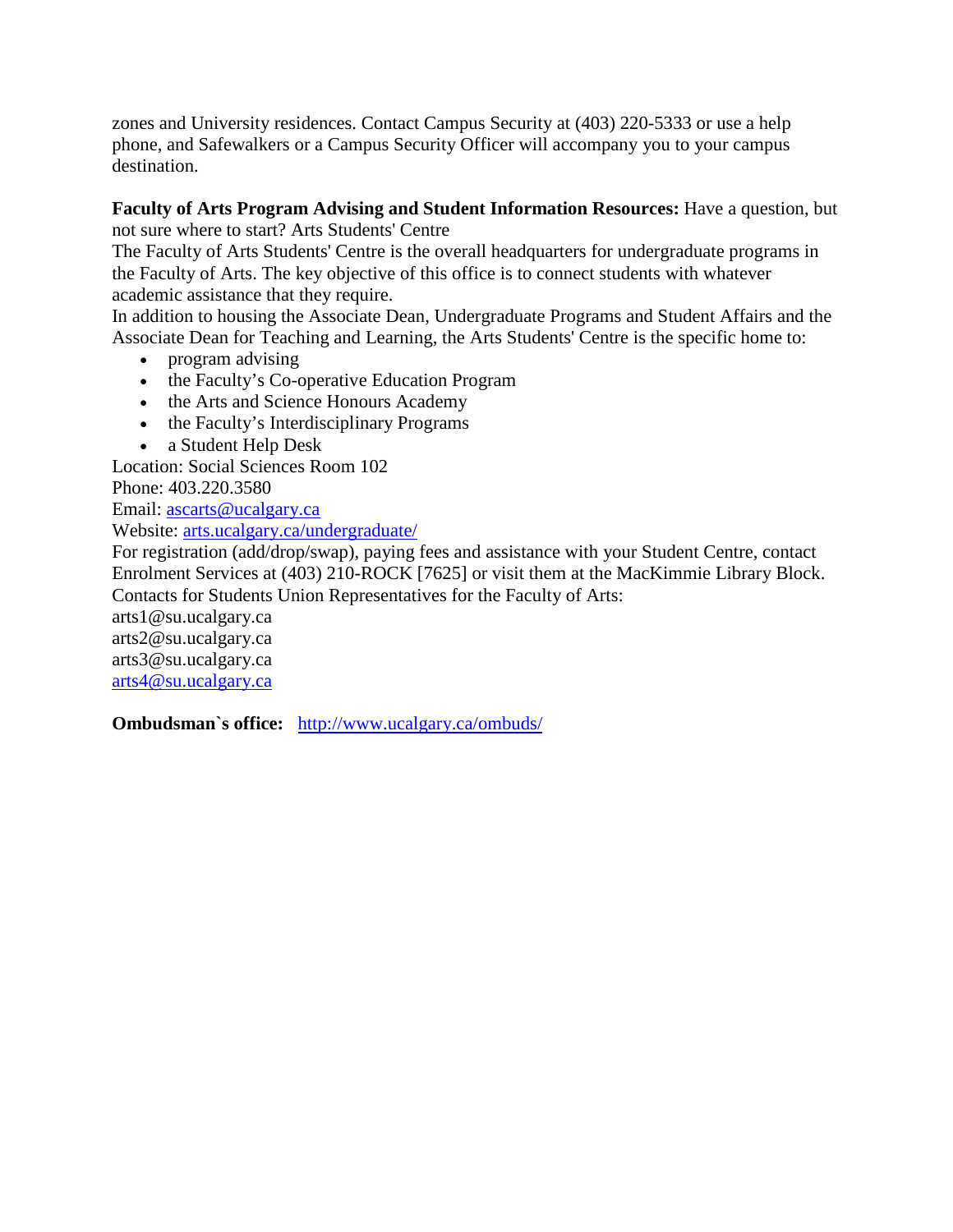zones and University residences. Contact Campus Security at (403) 220-5333 or use a help phone, and Safewalkers or a Campus Security Officer will accompany you to your campus destination.

**Faculty of Arts Program Advising and Student Information Resources:** Have a question, but not sure where to start? Arts Students' Centre

The Faculty of Arts Students' Centre is the overall headquarters for undergraduate programs in the Faculty of Arts. The key objective of this office is to connect students with whatever academic assistance that they require.

In addition to housing the Associate Dean, Undergraduate Programs and Student Affairs and the Associate Dean for Teaching and Learning, the Arts Students' Centre is the specific home to:

- program advising
- the Faculty's Co-operative Education Program
- the Arts and Science Honours Academy
- the Faculty's Interdisciplinary Programs
- a Student Help Desk

Location: Social Sciences Room 102

Phone: 403.220.3580

Email: ascarts@ucalgary.ca

Website: arts.ucalgary.ca/undergraduate/

For registration (add/drop/swap), paying fees and assistance with your Student Centre, contact Enrolment Services at (403) 210-ROCK [7625] or visit them at the MacKimmie Library Block.

Contacts for Students Union Representatives for the Faculty of Arts:

arts1@su.ucalgary.ca

arts2@su.ucalgary.ca

arts3@su.ucalgary.ca

arts4@su.ucalgary.ca

**Ombudsman`s office:** http://www.ucalgary.ca/ombuds/